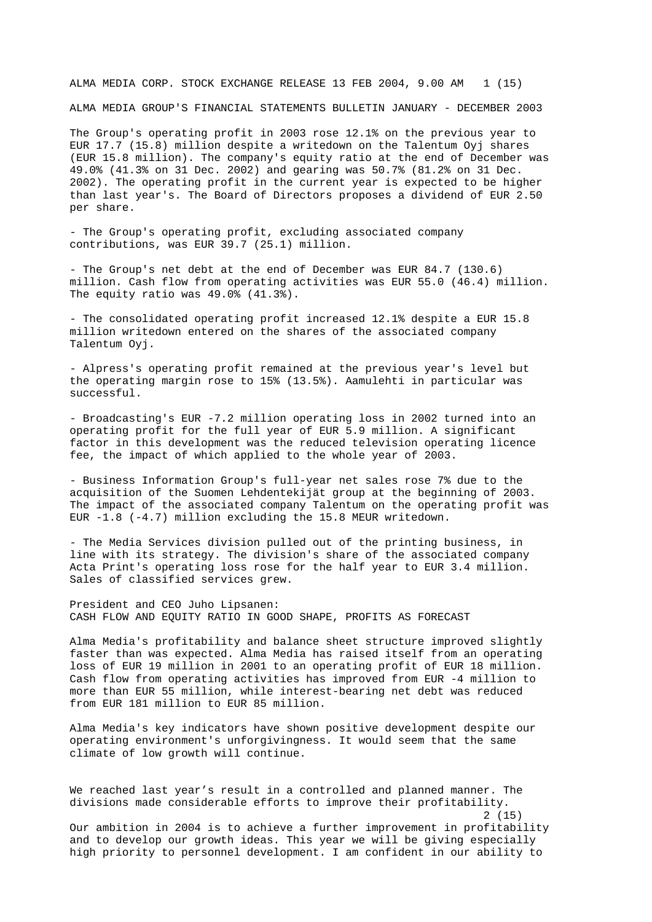ALMA MEDIA CORP. STOCK EXCHANGE RELEASE 13 FEB 2004, 9.00 AM

# ALMA MEDIA GROUP'S FINANCIAL STATEMENTS BULLETIN JANUARY - DECEMBER 2003

The Group's operating profit in 2003 rose 12.1% on the previous year to EUR 17.7 (15.8) million despite a writedown on the Talentum Oyj shares (EUR 15.8 million). The company's equity ratio at the end of December was 49.0% (41.3% on 31 Dec. 2002) and gearing was 50.7% (81.2% on 31 Dec. 2002). The operating profit in the current year is expected to be higher than last year's. The Board of Directors proposes a dividend of EUR 2.50 per share.

- The Group's operating profit, excluding associated company contributions, was EUR 39.7 (25.1) million.

- The Group's net debt at the end of December was EUR 84.7 (130.6) million. Cash flow from operating activities was EUR 55.0 (46.4) million. The equity ratio was 49.0% (41.3%).

- The consolidated operating profit increased 12.1% despite a EUR 15.8 million writedown entered on the shares of the associated company Talentum Oyj.

- Alpress's operating profit remained at the previous year's level but the operating margin rose to 15% (13.5%). Aamulehti in particular was successful.

- Broadcasting's EUR -7.2 million operating loss in 2002 turned into an operating profit for the full year of EUR 5.9 million. A significant factor in this development was the reduced television operating licence fee, the impact of which applied to the whole year of 2003.

- Business Information Group's full-year net sales rose 7% due to the acquisition of the Suomen Lehdentekijät group at the beginning of 2003. The impact of the associated company Talentum on the operating profit was EUR -1.8 (-4.7) million excluding the 15.8 MEUR writedown.

- The Media Services division pulled out of the printing business, in line with its strategy. The division's share of the associated company Acta Print's operating loss rose for the half year to EUR 3.4 million. Sales of classified services grew.

President and CEO Juho Lipsanen:
CASH FLOW AND EQUITY RATIO IN GOOD SHAPE, PROFITS AS FORECAST

Alma Media's profitability and balance sheet structure improved slightly faster than was expected. Alma Media has raised itself from an operating loss of EUR 19 million in 2001 to an operating profit of EUR 18 million. Cash flow from operating activities has improved from EUR -4 million to more than EUR 55 million, while interest-bearing net debt was reduced from EUR 181 million to EUR 85 million.

Alma Media's key indicators have shown positive development despite our operating environment's unforgivingness. It would seem that the same climate of low growth will continue.

We reached last year's result in a controlled and planned manner. The divisions made considerable efforts to improve their profitability.

Our ambition in 2004 is to achieve a further improvement in profitability and to develop our growth ideas. This year we will be giving especially high priority to personnel development. I am confident in our ability to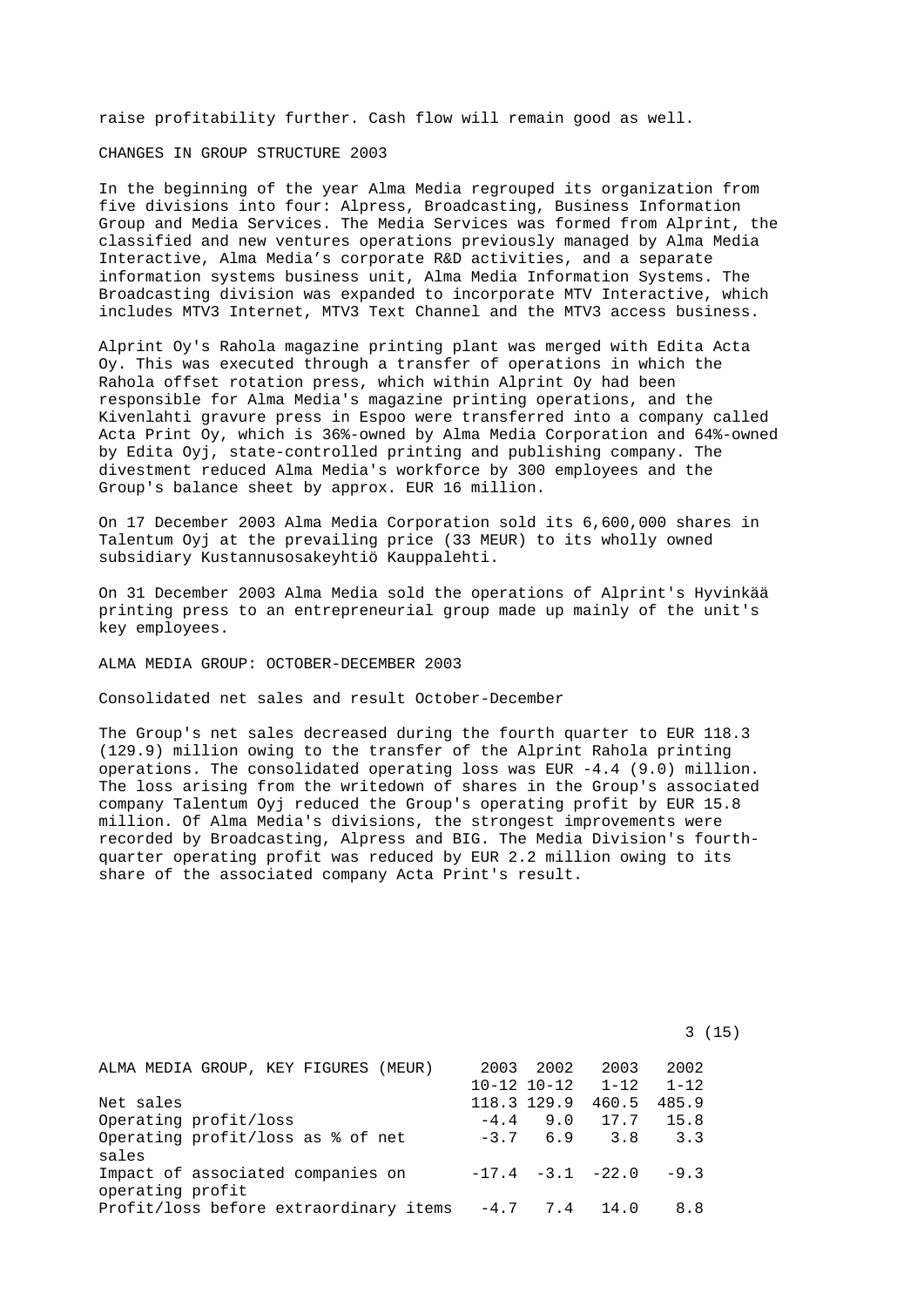raise profitability further. Cash flow will remain good as well.

## CHANGES IN GROUP STRUCTURE 2003

In the beginning of the year Alma Media regrouped its organization from five divisions into four: Alpress, Broadcasting, Business Information Group and Media Services. The Media Services was formed from Alprint, the classified and new ventures operations previously managed by Alma Media Interactive, Alma Media's corporate R&D activities, and a separate information systems business unit, Alma Media Information Systems. The Broadcasting division was expanded to incorporate MTV Interactive, which includes MTV3 Internet, MTV3 Text Channel and the MTV3 access business.

Alprint Oy's Rahola magazine printing plant was merged with Edita Acta Oy. This was executed through a transfer of operations in which the Rahola offset rotation press, which within Alprint Oy had been responsible for Alma Media's magazine printing operations, and the Kivenlahti gravure press in Espoo were transferred into a company called Acta Print Oy, which is 36%-owned by Alma Media Corporation and 64%-owned by Edita Oyj, state-controlled printing and publishing company. The divestment reduced Alma Media's workforce by 300 employees and the Group's balance sheet by approx. EUR 16 million.

On 17 December 2003 Alma Media Corporation sold its 6,600,000 shares in Talentum Oyj at the prevailing price (33 MEUR) to its wholly owned subsidiary Kustannusosakeyhtiö Kauppalehti.

On 31 December 2003 Alma Media sold the operations of Alprint's Hyvinkää printing press to an entrepreneurial group made up mainly of the unit's key employees.

## ALMA MEDIA GROUP: OCTOBER-DECEMBER 2003

### Consolidated net sales and result October-December

The Group's net sales decreased during the fourth quarter to EUR 118.3 (129.9) million owing to the transfer of the Alprint Rahola printing operations. The consolidated operating loss was EUR -4.4 (9.0) million. The loss arising from the writedown of shares in the Group's associated company Talentum Oyj reduced the Group's operating profit by EUR 15.8 million. Of Alma Media's divisions, the strongest improvements were recorded by Broadcasting, Alpress and BIG. The Media Division's fourth-quarter operating profit was reduced by EUR 2.2 million owing to its share of the associated company Acta Print's result.

| ALMA MEDIA GROUP, KEY FIGURES (MEUR) | 2003 10-12 | 2002 10-12 | 2003 1-12 | 2002 1-12 |
|---|---|---|---|---|
| Net sales | 118.3 | 129.9 | 460.5 | 485.9 |
| Operating profit/loss | -4.4 | 9.0 | 17.7 | 15.8 |
| Operating profit/loss as % of net sales | -3.7 | 6.9 | 3.8 | 3.3 |
| Impact of associated companies on operating profit | -17.4 | -3.1 | -22.0 | -9.3 |
| Profit/loss before extraordinary items | -4.7 | 7.4 | 14.0 | 8.8 |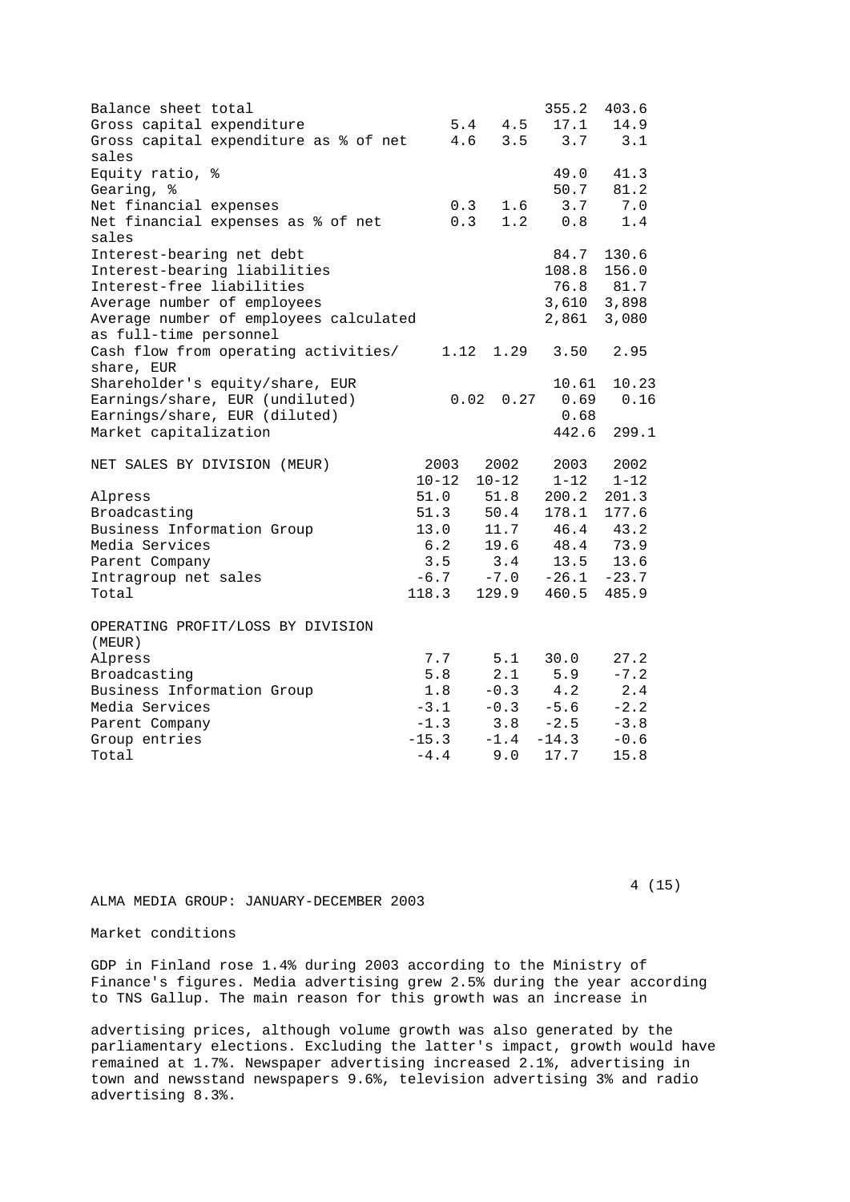| | | | | |
|---|---|---|---|---|
| Balance sheet total | | | 355.2 | 403.6 |
| Gross capital expenditure | 5.4 | 4.5 | 17.1 | 14.9 |
| Gross capital expenditure as % of net sales | 4.6 | 3.5 | 3.7 | 3.1 |
| Equity ratio, % | | | 49.0 | 41.3 |
| Gearing, % | | | 50.7 | 81.2 |
| Net financial expenses | 0.3 | 1.6 | 3.7 | 7.0 |
| Net financial expenses as % of net sales | 0.3 | 1.2 | 0.8 | 1.4 |
| Interest-bearing net debt | | | 84.7 | 130.6 |
| Interest-bearing liabilities | | | 108.8 | 156.0 |
| Interest-free liabilities | | | 76.8 | 81.7 |
| Average number of employees | | | 3,610 | 3,898 |
| Average number of employees calculated as full-time personnel | | | 2,861 | 3,080 |
| Cash flow from operating activities/ share, EUR | 1.12 | 1.29 | 3.50 | 2.95 |
| Shareholder's equity/share, EUR | | | 10.61 | 10.23 |
| Earnings/share, EUR (undiluted) | 0.02 | 0.27 | 0.69 | 0.16 |
| Earnings/share, EUR (diluted) | | | 0.68 | |
| Market capitalization | | | 442.6 | 299.1 |

| NET SALES BY DIVISION (MEUR) | 2003 10-12 | 2002 10-12 | 2003 1-12 | 2002 1-12 |
|---|---|---|---|---|
| Alpress | 51.0 | 51.8 | 200.2 | 201.3 |
| Broadcasting | 51.3 | 50.4 | 178.1 | 177.6 |
| Business Information Group | 13.0 | 11.7 | 46.4 | 43.2 |
| Media Services | 6.2 | 19.6 | 48.4 | 73.9 |
| Parent Company | 3.5 | 3.4 | 13.5 | 13.6 |
| Intragroup net sales | -6.7 | -7.0 | -26.1 | -23.7 |
| Total | 118.3 | 129.9 | 460.5 | 485.9 |

| OPERATING PROFIT/LOSS BY DIVISION (MEUR) | | | | |
|---|---|---|---|---|
| Alpress | 7.7 | 5.1 | 30.0 | 27.2 |
| Broadcasting | 5.8 | 2.1 | 5.9 | -7.2 |
| Business Information Group | 1.8 | -0.3 | 4.2 | 2.4 |
| Media Services | -3.1 | -0.3 | -5.6 | -2.2 |
| Parent Company | -1.3 | 3.8 | -2.5 | -3.8 |
| Group entries | -15.3 | -1.4 | -14.3 | -0.6 |
| Total | -4.4 | 9.0 | 17.7 | 15.8 |

Market conditions

GDP in Finland rose 1.4% during 2003 according to the Ministry of Finance's figures. Media advertising grew 2.5% during the year according to TNS Gallup. The main reason for this growth was an increase in advertising prices, although volume growth was also generated by the parliamentary elections. Excluding the latter's impact, growth would have remained at 1.7%. Newspaper advertising increased 2.1%, advertising in town and newsstand newspapers 9.6%, television advertising 3% and radio advertising 8.3%.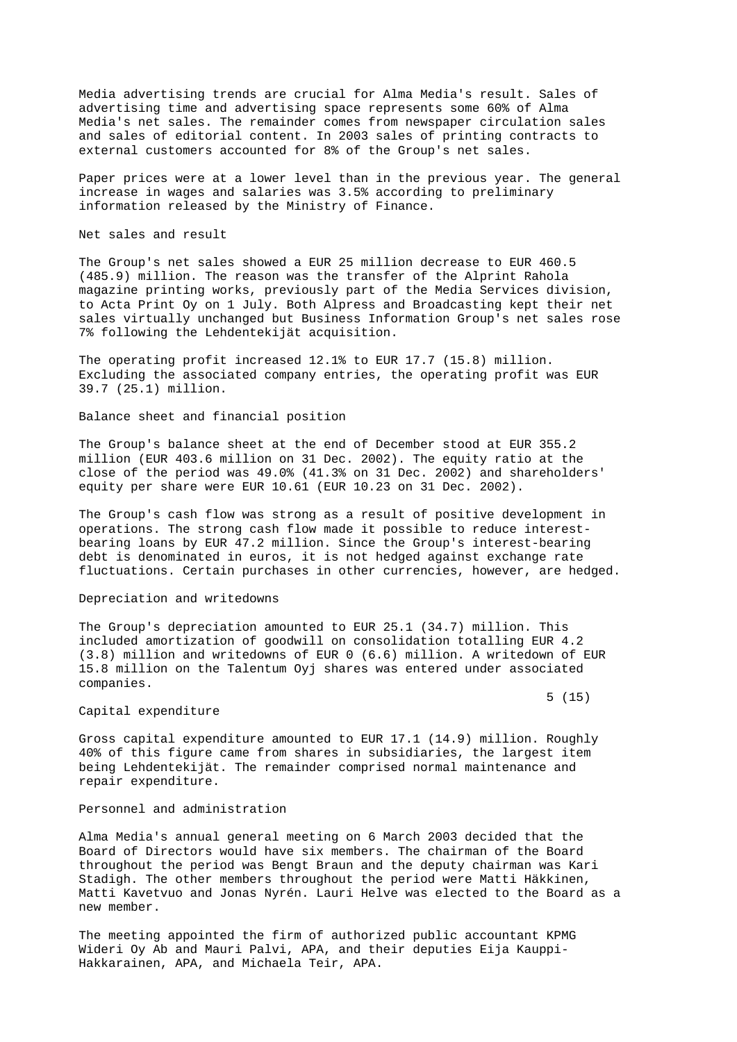Media advertising trends are crucial for Alma Media's result. Sales of advertising time and advertising space represents some 60% of Alma Media's net sales. The remainder comes from newspaper circulation sales and sales of editorial content. In 2003 sales of printing contracts to external customers accounted for 8% of the Group's net sales.

Paper prices were at a lower level than in the previous year. The general increase in wages and salaries was 3.5% according to preliminary information released by the Ministry of Finance.

## Net sales and result

The Group's net sales showed a EUR 25 million decrease to EUR 460.5 (485.9) million. The reason was the transfer of the Alprint Rahola magazine printing works, previously part of the Media Services division, to Acta Print Oy on 1 July. Both Alpress and Broadcasting kept their net sales virtually unchanged but Business Information Group's net sales rose 7% following the Lehdentekijät acquisition.

The operating profit increased 12.1% to EUR 17.7 (15.8) million. Excluding the associated company entries, the operating profit was EUR 39.7 (25.1) million.

## Balance sheet and financial position

The Group's balance sheet at the end of December stood at EUR 355.2 million (EUR 403.6 million on 31 Dec. 2002). The equity ratio at the close of the period was 49.0% (41.3% on 31 Dec. 2002) and shareholders' equity per share were EUR 10.61 (EUR 10.23 on 31 Dec. 2002).

The Group's cash flow was strong as a result of positive development in operations. The strong cash flow made it possible to reduce interest-bearing loans by EUR 47.2 million. Since the Group's interest-bearing debt is denominated in euros, it is not hedged against exchange rate fluctuations. Certain purchases in other currencies, however, are hedged.

## Depreciation and writedowns

The Group's depreciation amounted to EUR 25.1 (34.7) million. This included amortization of goodwill on consolidation totalling EUR 4.2 (3.8) million and writedowns of EUR 0 (6.6) million. A writedown of EUR 15.8 million on the Talentum Oyj shares was entered under associated companies.

## Capital expenditure

Gross capital expenditure amounted to EUR 17.1 (14.9) million. Roughly 40% of this figure came from shares in subsidiaries, the largest item being Lehdentekijät. The remainder comprised normal maintenance and repair expenditure.

## Personnel and administration

Alma Media's annual general meeting on 6 March 2003 decided that the Board of Directors would have six members. The chairman of the Board throughout the period was Bengt Braun and the deputy chairman was Kari Stadigh. The other members throughout the period were Matti Häkkinen, Matti Kavetvuo and Jonas Nyrén. Lauri Helve was elected to the Board as a new member.

The meeting appointed the firm of authorized public accountant KPMG Wideri Oy Ab and Mauri Palvi, APA, and their deputies Eija Kauppi-Hakkarainen, APA, and Michaela Teir, APA.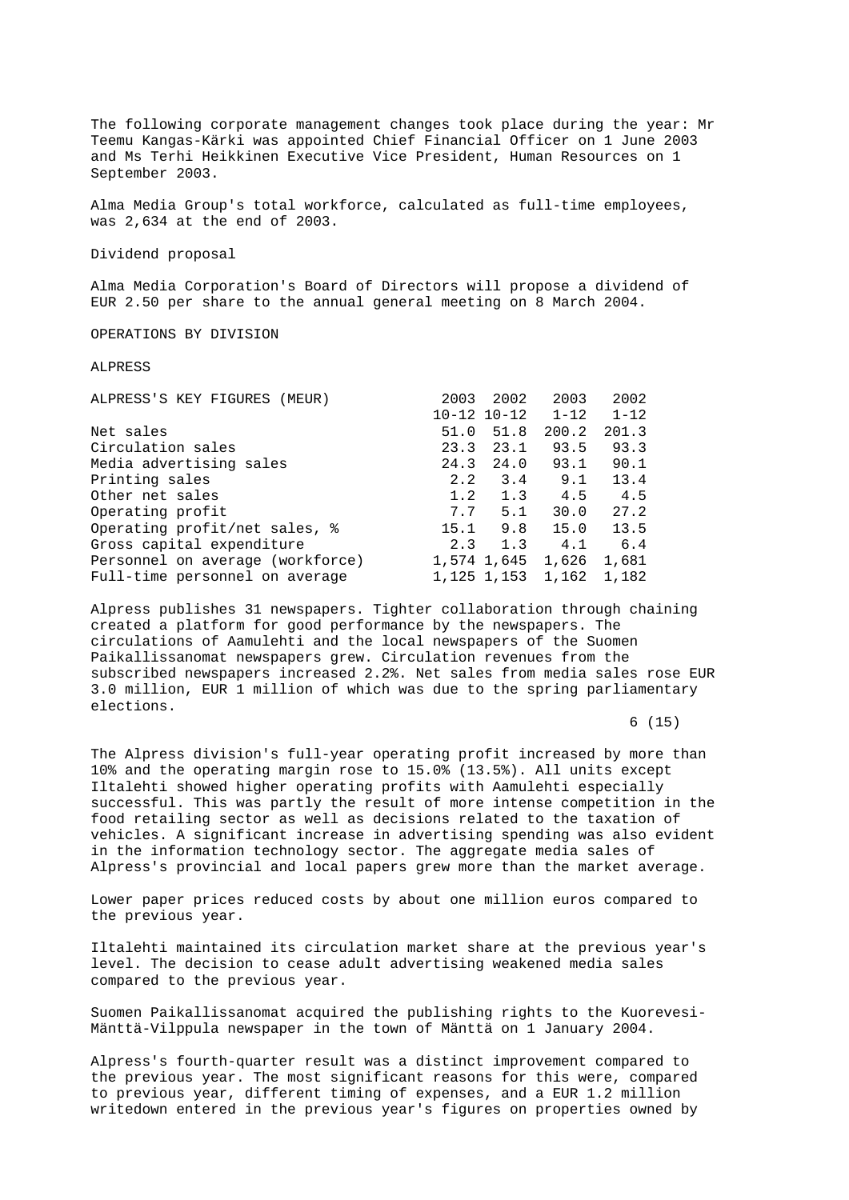The following corporate management changes took place during the year: Mr Teemu Kangas-Kärki was appointed Chief Financial Officer on 1 June 2003 and Ms Terhi Heikkinen Executive Vice President, Human Resources on 1 September 2003.

Alma Media Group's total workforce, calculated as full-time employees, was 2,634 at the end of 2003.

## Dividend proposal

Alma Media Corporation's Board of Directors will propose a dividend of EUR 2.50 per share to the annual general meeting on 8 March 2004.

## OPERATIONS BY DIVISION

### ALPRESS

| ALPRESS'S KEY FIGURES (MEUR) | 2003 10-12 | 2002 10-12 | 2003 1-12 | 2002 1-12 |
|---|---|---|---|---|
| Net sales | 51.0 | 51.8 | 200.2 | 201.3 |
| Circulation sales | 23.3 | 23.1 | 93.5 | 93.3 |
| Media advertising sales | 24.3 | 24.0 | 93.1 | 90.1 |
| Printing sales | 2.2 | 3.4 | 9.1 | 13.4 |
| Other net sales | 1.2 | 1.3 | 4.5 | 4.5 |
| Operating profit | 7.7 | 5.1 | 30.0 | 27.2 |
| Operating profit/net sales, % | 15.1 | 9.8 | 15.0 | 13.5 |
| Gross capital expenditure | 2.3 | 1.3 | 4.1 | 6.4 |
| Personnel on average (workforce) | 1,574 | 1,645 | 1,626 | 1,681 |
| Full-time personnel on average | 1,125 | 1,153 | 1,162 | 1,182 |

Alpress publishes 31 newspapers. Tighter collaboration through chaining created a platform for good performance by the newspapers. The circulations of Aamulehti and the local newspapers of the Suomen Paikallissanomat newspapers grew. Circulation revenues from the subscribed newspapers increased 2.2%. Net sales from media sales rose EUR 3.0 million, EUR 1 million of which was due to the spring parliamentary elections.

The Alpress division's full-year operating profit increased by more than 10% and the operating margin rose to 15.0% (13.5%). All units except Iltalehti showed higher operating profits with Aamulehti especially successful. This was partly the result of more intense competition in the food retailing sector as well as decisions related to the taxation of vehicles. A significant increase in advertising spending was also evident in the information technology sector. The aggregate media sales of Alpress's provincial and local papers grew more than the market average.

Lower paper prices reduced costs by about one million euros compared to the previous year.

Iltalehti maintained its circulation market share at the previous year's level. The decision to cease adult advertising weakened media sales compared to the previous year.

Suomen Paikallissanomat acquired the publishing rights to the Kuorevesi-Mänttä-Vilppula newspaper in the town of Mänttä on 1 January 2004.

Alpress's fourth-quarter result was a distinct improvement compared to the previous year. The most significant reasons for this were, compared to previous year, different timing of expenses, and a EUR 1.2 million writedown entered in the previous year's figures on properties owned by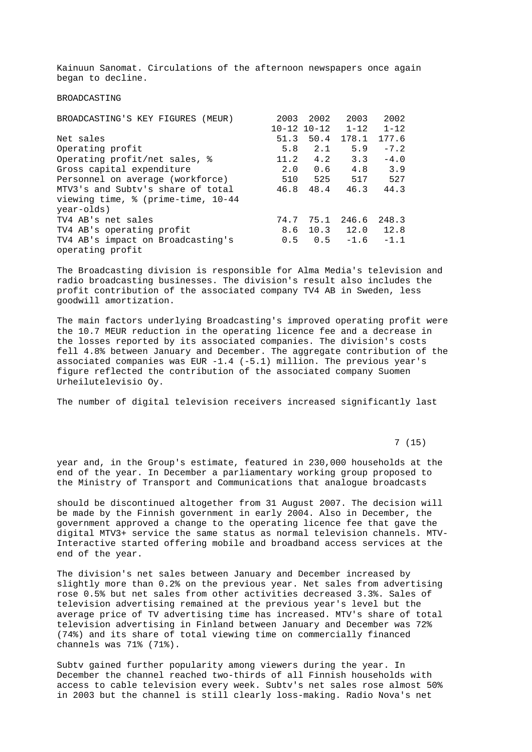Kainuun Sanomat. Circulations of the afternoon newspapers once again began to decline.

## BROADCASTING

| BROADCASTING'S KEY FIGURES (MEUR) | 2003 10-12 | 2002 10-12 | 2003 1-12 | 2002 1-12 |
|---|---|---|---|---|
| Net sales | 51.3 | 50.4 | 178.1 | 177.6 |
| Operating profit | 5.8 | 2.1 | 5.9 | -7.2 |
| Operating profit/net sales, % | 11.2 | 4.2 | 3.3 | -4.0 |
| Gross capital expenditure | 2.0 | 0.6 | 4.8 | 3.9 |
| Personnel on average (workforce) | 510 | 525 | 517 | 527 |
| MTV3's and Subtv's share of total viewing time, % (prime-time, 10-44 year-olds) | 46.8 | 48.4 | 46.3 | 44.3 |
| TV4 AB's net sales | 74.7 | 75.1 | 246.6 | 248.3 |
| TV4 AB's operating profit | 8.6 | 10.3 | 12.0 | 12.8 |
| TV4 AB's impact on Broadcasting's operating profit | 0.5 | 0.5 | -1.6 | -1.1 |

The Broadcasting division is responsible for Alma Media's television and radio broadcasting businesses. The division's result also includes the profit contribution of the associated company TV4 AB in Sweden, less goodwill amortization.

The main factors underlying Broadcasting's improved operating profit were the 10.7 MEUR reduction in the operating licence fee and a decrease in the losses reported by its associated companies. The division's costs fell 4.8% between January and December. The aggregate contribution of the associated companies was EUR -1.4 (-5.1) million. The previous year's figure reflected the contribution of the associated company Suomen Urheilutelevisio Oy.

The number of digital television receivers increased significantly last year and, in the Group's estimate, featured in 230,000 households at the end of the year. In December a parliamentary working group proposed to the Ministry of Transport and Communications that analogue broadcasts should be discontinued altogether from 31 August 2007. The decision will be made by the Finnish government in early 2004. Also in December, the government approved a change to the operating licence fee that gave the digital MTV3+ service the same status as normal television channels. MTV-Interactive started offering mobile and broadband access services at the end of the year.

The division's net sales between January and December increased by slightly more than 0.2% on the previous year. Net sales from advertising rose 0.5% but net sales from other activities decreased 3.3%. Sales of television advertising remained at the previous year's level but the average price of TV advertising time has increased. MTV's share of total television advertising in Finland between January and December was 72% (74%) and its share of total viewing time on commercially financed channels was 71% (71%).

Subtv gained further popularity among viewers during the year. In December the channel reached two-thirds of all Finnish households with access to cable television every week. Subtv's net sales rose almost 50% in 2003 but the channel is still clearly loss-making. Radio Nova's net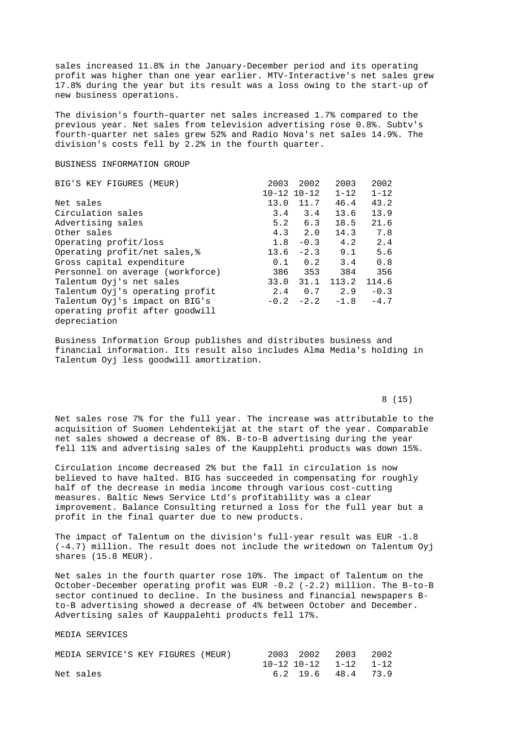sales increased 11.8% in the January-December period and its operating profit was higher than one year earlier. MTV-Interactive's net sales grew 17.8% during the year but its result was a loss owing to the start-up of new business operations.

The division's fourth-quarter net sales increased 1.7% compared to the previous year. Net sales from television advertising rose 0.8%. Subtv's fourth-quarter net sales grew 52% and Radio Nova's net sales 14.9%. The division's costs fell by 2.2% in the fourth quarter.

## BUSINESS INFORMATION GROUP

| BIG'S KEY FIGURES (MEUR) | 2003 10-12 | 2002 10-12 | 2003 1-12 | 2002 1-12 |
|---|---|---|---|---|
| Net sales | 13.0 | 11.7 | 46.4 | 43.2 |
| Circulation sales | 3.4 | 3.4 | 13.6 | 13.9 |
| Advertising sales | 5.2 | 6.3 | 18.5 | 21.6 |
| Other sales | 4.3 | 2.0 | 14.3 | 7.8 |
| Operating profit/loss | 1.8 | -0.3 | 4.2 | 2.4 |
| Operating profit/net sales,% | 13.6 | -2.3 | 9.1 | 5.6 |
| Gross capital expenditure | 0.1 | 0.2 | 3.4 | 0.8 |
| Personnel on average (workforce) | 386 | 353 | 384 | 356 |
| Talentum Oyj's net sales | 33.0 | 31.1 | 113.2 | 114.6 |
| Talentum Oyj's operating profit | 2.4 | 0.7 | 2.9 | -0.3 |
| Talentum Oyj's impact on BIG's operating profit after goodwill depreciation | -0.2 | -2.2 | -1.8 | -4.7 |

Business Information Group publishes and distributes business and financial information. Its result also includes Alma Media's holding in Talentum Oyj less goodwill amortization.

Net sales rose 7% for the full year. The increase was attributable to the acquisition of Suomen Lehdentekijät at the start of the year. Comparable net sales showed a decrease of 8%. B-to-B advertising during the year fell 11% and advertising sales of the Kaupplehti products was down 15%.

Circulation income decreased 2% but the fall in circulation is now believed to have halted. BIG has succeeded in compensating for roughly half of the decrease in media income through various cost-cutting measures. Baltic News Service Ltd's profitability was a clear improvement. Balance Consulting returned a loss for the full year but a profit in the final quarter due to new products.

The impact of Talentum on the division's full-year result was EUR -1.8 (-4.7) million. The result does not include the writedown on Talentum Oyj shares (15.8 MEUR).

Net sales in the fourth quarter rose 10%. The impact of Talentum on the October-December operating profit was EUR -0.2 (-2.2) million. The B-to-B sector continued to decline. In the business and financial newspapers B-to-B advertising showed a decrease of 4% between October and December. Advertising sales of Kauppalehti products fell 17%.

## MEDIA SERVICES

| MEDIA SERVICE'S KEY FIGURES (MEUR) | 2003 10-12 | 2002 10-12 | 2003 1-12 | 2002 1-12 |
|---|---|---|---|---|
| Net sales | 6.2 | 19.6 | 48.4 | 73.9 |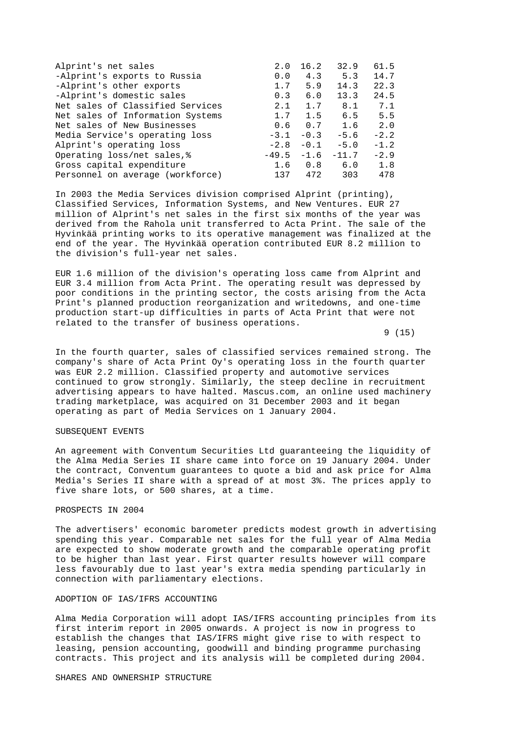| | | | | |
|---|---|---|---|---|
| Alprint's net sales | 2.0 | 16.2 | 32.9 | 61.5 |
| -Alprint's exports to Russia | 0.0 | 4.3 | 5.3 | 14.7 |
| -Alprint's other exports | 1.7 | 5.9 | 14.3 | 22.3 |
| -Alprint's domestic sales | 0.3 | 6.0 | 13.3 | 24.5 |
| Net sales of Classified Services | 2.1 | 1.7 | 8.1 | 7.1 |
| Net sales of Information Systems | 1.7 | 1.5 | 6.5 | 5.5 |
| Net sales of New Businesses | 0.6 | 0.7 | 1.6 | 2.0 |
| Media Service's operating loss | -3.1 | -0.3 | -5.6 | -2.2 |
| Alprint's operating loss | -2.8 | -0.1 | -5.0 | -1.2 |
| Operating loss/net sales,% | -49.5 | -1.6 | -11.7 | -2.9 |
| Gross capital expenditure | 1.6 | 0.8 | 6.0 | 1.8 |
| Personnel on average (workforce) | 137 | 472 | 303 | 478 |

In 2003 the Media Services division comprised Alprint (printing), Classified Services, Information Systems, and New Ventures. EUR 27 million of Alprint's net sales in the first six months of the year was derived from the Rahola unit transferred to Acta Print. The sale of the Hyvinkää printing works to its operative management was finalized at the end of the year. The Hyvinkää operation contributed EUR 8.2 million to the division's full-year net sales.

EUR 1.6 million of the division's operating loss came from Alprint and EUR 3.4 million from Acta Print. The operating result was depressed by poor conditions in the printing sector, the costs arising from the Acta Print's planned production reorganization and writedowns, and one-time production start-up difficulties in parts of Acta Print that were not related to the transfer of business operations.

In the fourth quarter, sales of classified services remained strong. The company's share of Acta Print Oy's operating loss in the fourth quarter was EUR 2.2 million. Classified property and automotive services continued to grow strongly. Similarly, the steep decline in recruitment advertising appears to have halted. Mascus.com, an online used machinery trading marketplace, was acquired on 31 December 2003 and it began operating as part of Media Services on 1 January 2004.

## SUBSEQUENT EVENTS

An agreement with Conventum Securities Ltd guaranteeing the liquidity of the Alma Media Series II share came into force on 19 January 2004. Under the contract, Conventum guarantees to quote a bid and ask price for Alma Media's Series II share with a spread of at most 3%. The prices apply to five share lots, or 500 shares, at a time.

## PROSPECTS IN 2004

The advertisers' economic barometer predicts modest growth in advertising spending this year. Comparable net sales for the full year of Alma Media are expected to show moderate growth and the comparable operating profit to be higher than last year. First quarter results however will compare less favourably due to last year's extra media spending particularly in connection with parliamentary elections.

## ADOPTION OF IAS/IFRS ACCOUNTING

Alma Media Corporation will adopt IAS/IFRS accounting principles from its first interim report in 2005 onwards. A project is now in progress to establish the changes that IAS/IFRS might give rise to with respect to leasing, pension accounting, goodwill and binding programme purchasing contracts. This project and its analysis will be completed during 2004.

## SHARES AND OWNERSHIP STRUCTURE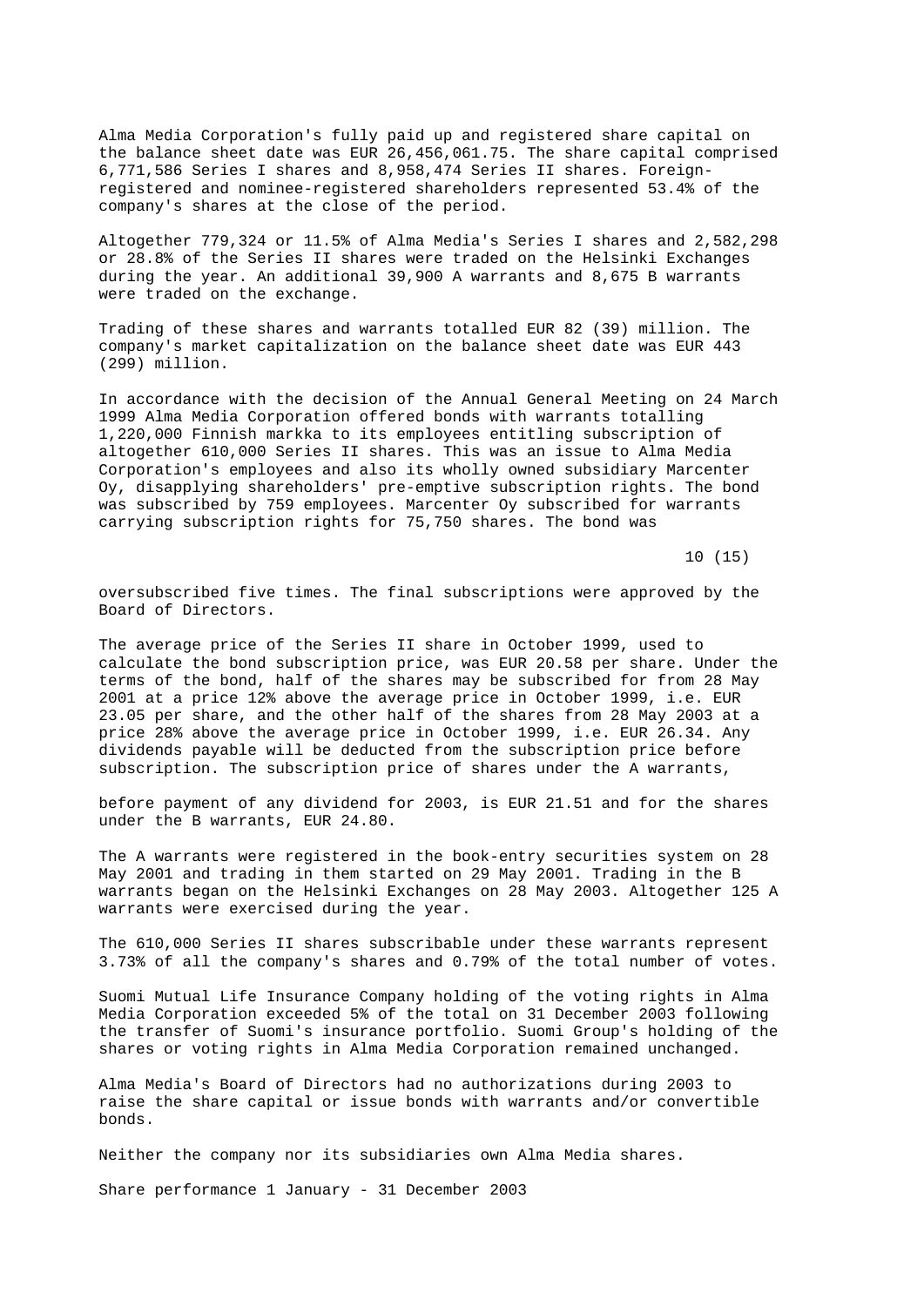Alma Media Corporation's fully paid up and registered share capital on the balance sheet date was EUR 26,456,061.75. The share capital comprised 6,771,586 Series I shares and 8,958,474 Series II shares. Foreign-registered and nominee-registered shareholders represented 53.4% of the company's shares at the close of the period.

Altogether 779,324 or 11.5% of Alma Media's Series I shares and 2,582,298 or 28.8% of the Series II shares were traded on the Helsinki Exchanges during the year. An additional 39,900 A warrants and 8,675 B warrants were traded on the exchange.

Trading of these shares and warrants totalled EUR 82 (39) million. The company's market capitalization on the balance sheet date was EUR 443 (299) million.

In accordance with the decision of the Annual General Meeting on 24 March 1999 Alma Media Corporation offered bonds with warrants totalling 1,220,000 Finnish markka to its employees entitling subscription of altogether 610,000 Series II shares. This was an issue to Alma Media Corporation's employees and also its wholly owned subsidiary Marcenter Oy, disapplying shareholders' pre-emptive subscription rights. The bond was subscribed by 759 employees. Marcenter Oy subscribed for warrants carrying subscription rights for 75,750 shares. The bond was oversubscribed five times. The final subscriptions were approved by the Board of Directors.

The average price of the Series II share in October 1999, used to calculate the bond subscription price, was EUR 20.58 per share. Under the terms of the bond, half of the shares may be subscribed for from 28 May 2001 at a price 12% above the average price in October 1999, i.e. EUR 23.05 per share, and the other half of the shares from 28 May 2003 at a price 28% above the average price in October 1999, i.e. EUR 26.34. Any dividends payable will be deducted from the subscription price before subscription. The subscription price of shares under the A warrants, before payment of any dividend for 2003, is EUR 21.51 and for the shares under the B warrants, EUR 24.80.

The A warrants were registered in the book-entry securities system on 28 May 2001 and trading in them started on 29 May 2001. Trading in the B warrants began on the Helsinki Exchanges on 28 May 2003. Altogether 125 A warrants were exercised during the year.

The 610,000 Series II shares subscribable under these warrants represent 3.73% of all the company's shares and 0.79% of the total number of votes.

Suomi Mutual Life Insurance Company holding of the voting rights in Alma Media Corporation exceeded 5% of the total on 31 December 2003 following the transfer of Suomi's insurance portfolio. Suomi Group's holding of the shares or voting rights in Alma Media Corporation remained unchanged.

Alma Media's Board of Directors had no authorizations during 2003 to raise the share capital or issue bonds with warrants and/or convertible bonds.

Neither the company nor its subsidiaries own Alma Media shares.

Share performance 1 January - 31 December 2003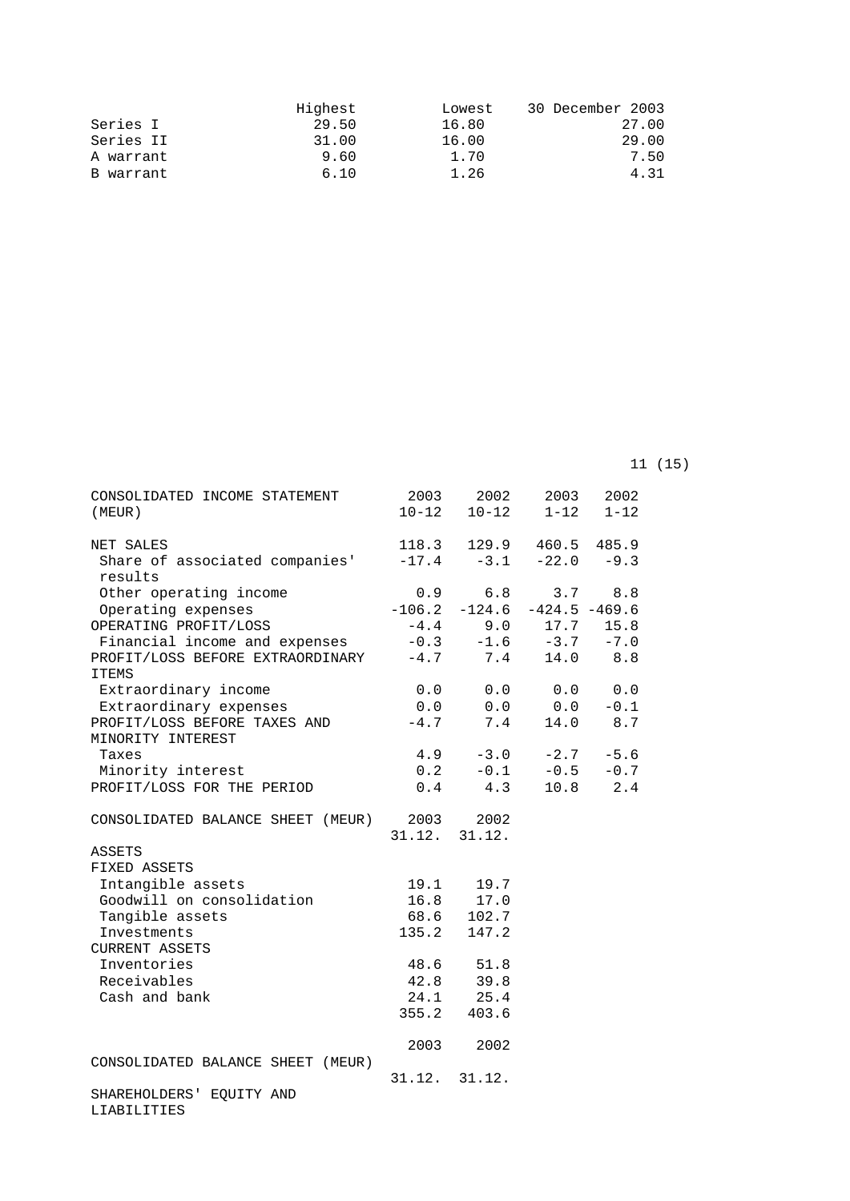| | Highest | Lowest | 30 December 2003 |
|---|---|---|---|
| Series I | 29.50 | 16.80 | 27.00 |
| Series II | 31.00 | 16.00 | 29.00 |
| A warrant | 9.60 | 1.70 | 7.50 |
| B warrant | 6.10 | 1.26 | 4.31 |

| CONSOLIDATED INCOME STATEMENT (MEUR) | 2003 10-12 | 2002 10-12 | 2003 1-12 | 2002 1-12 |
|---|---|---|---|---|
| NET SALES | 118.3 | 129.9 | 460.5 | 485.9 |
| Share of associated companies' results | -17.4 | -3.1 | -22.0 | -9.3 |
| Other operating income | 0.9 | 6.8 | 3.7 | 8.8 |
| Operating expenses | -106.2 | -124.6 | -424.5 | -469.6 |
| OPERATING PROFIT/LOSS | -4.4 | 9.0 | 17.7 | 15.8 |
| Financial income and expenses | -0.3 | -1.6 | -3.7 | -7.0 |
| PROFIT/LOSS BEFORE EXTRAORDINARY ITEMS | -4.7 | 7.4 | 14.0 | 8.8 |
| Extraordinary income | 0.0 | 0.0 | 0.0 | 0.0 |
| Extraordinary expenses | 0.0 | 0.0 | 0.0 | -0.1 |
| PROFIT/LOSS BEFORE TAXES AND MINORITY INTEREST | -4.7 | 7.4 | 14.0 | 8.7 |
| Taxes | 4.9 | -3.0 | -2.7 | -5.6 |
| Minority interest | 0.2 | -0.1 | -0.5 | -0.7 |
| PROFIT/LOSS FOR THE PERIOD | 0.4 | 4.3 | 10.8 | 2.4 |

| CONSOLIDATED BALANCE SHEET (MEUR) | 2003 31.12. | 2002 31.12. |
|---|---|---|
| ASSETS | | |
| FIXED ASSETS | | |
| Intangible assets | 19.1 | 19.7 |
| Goodwill on consolidation | 16.8 | 17.0 |
| Tangible assets | 68.6 | 102.7 |
| Investments | 135.2 | 147.2 |
| CURRENT ASSETS | | |
| Inventories | 48.6 | 51.8 |
| Receivables | 42.8 | 39.8 |
| Cash and bank | 24.1 | 25.4 |
| | 355.2 | 403.6 |

| CONSOLIDATED BALANCE SHEET (MEUR) | 2003 31.12. | 2002 31.12. |
|---|---|---|
| SHAREHOLDERS' EQUITY AND LIABILITIES | | |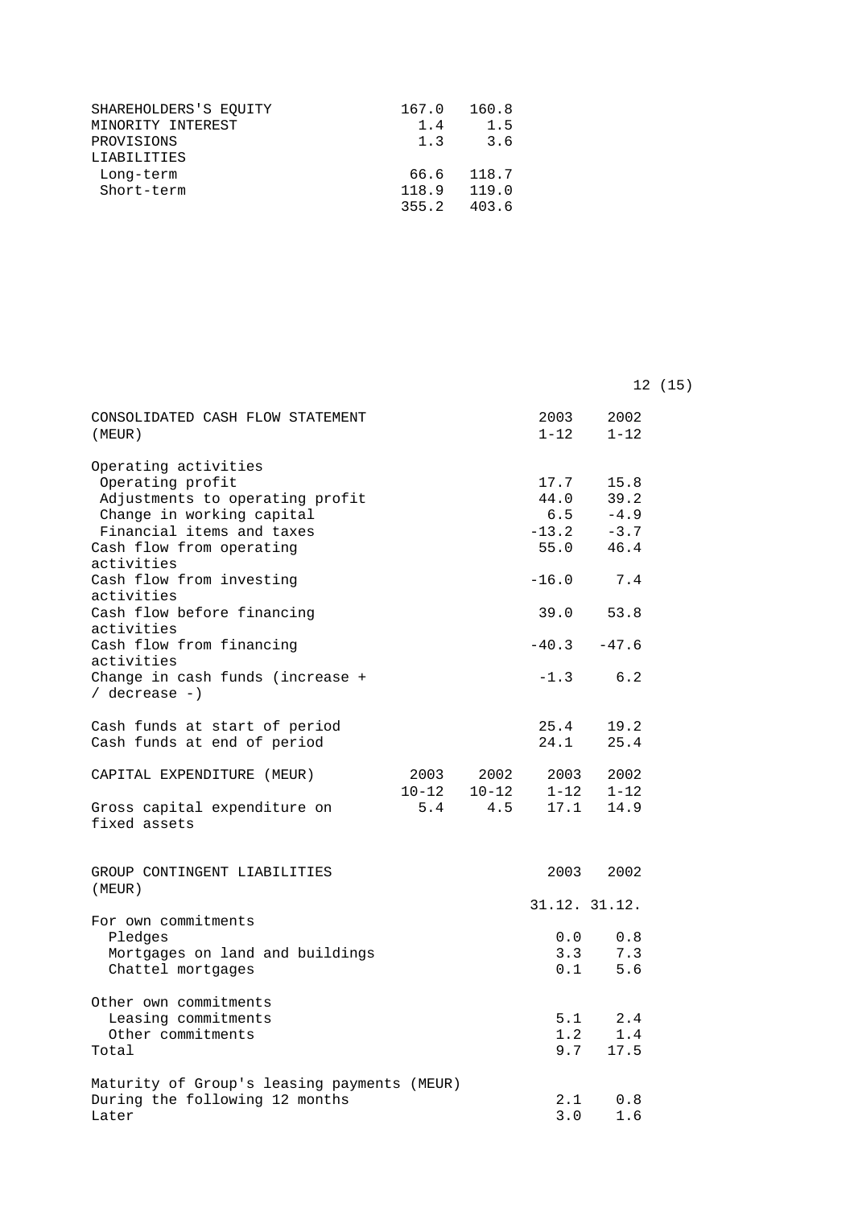| | | |
|---|---|---|
| SHAREHOLDERS'S EQUITY | 167.0 | 160.8 |
| MINORITY INTEREST | 1.4 | 1.5 |
| PROVISIONS | 1.3 | 3.6 |
| LIABILITIES | | |
| Long-term | 66.6 | 118.7 |
| Short-term | 118.9 | 119.0 |
| | 355.2 | 403.6 |

| CONSOLIDATED CASH FLOW STATEMENT (MEUR) | 2003 1-12 | 2002 1-12 |
|---|---|---|
| Operating activities | | |
| Operating profit | 17.7 | 15.8 |
| Adjustments to operating profit | 44.0 | 39.2 |
| Change in working capital | 6.5 | -4.9 |
| Financial items and taxes | -13.2 | -3.7 |
| Cash flow from operating activities | 55.0 | 46.4 |
| Cash flow from investing activities | -16.0 | 7.4 |
| Cash flow before financing activities | 39.0 | 53.8 |
| Cash flow from financing activities | -40.3 | -47.6 |
| Change in cash funds (increase + / decrease -) | -1.3 | 6.2 |
| | | |
| Cash funds at start of period | 25.4 | 19.2 |
| Cash funds at end of period | 24.1 | 25.4 |

| CAPITAL EXPENDITURE (MEUR) | 2003 10-12 | 2002 10-12 | 2003 1-12 | 2002 1-12 |
|---|---|---|---|---|
| Gross capital expenditure on fixed assets | 5.4 | 4.5 | 17.1 | 14.9 |

| GROUP CONTINGENT LIABILITIES (MEUR) | 2003 31.12. | 2002 31.12. |
|---|---|---|
| For own commitments | | |
| Pledges | 0.0 | 0.8 |
| Mortgages on land and buildings | 3.3 | 7.3 |
| Chattel mortgages | 0.1 | 5.6 |
| | | |
| Other own commitments | | |
| Leasing commitments | 5.1 | 2.4 |
| Other commitments | 1.2 | 1.4 |
| Total | 9.7 | 17.5 |
| | | |
| Maturity of Group's leasing payments (MEUR) | | |
| During the following 12 months | 2.1 | 0.8 |
| Later | 3.0 | 1.6 |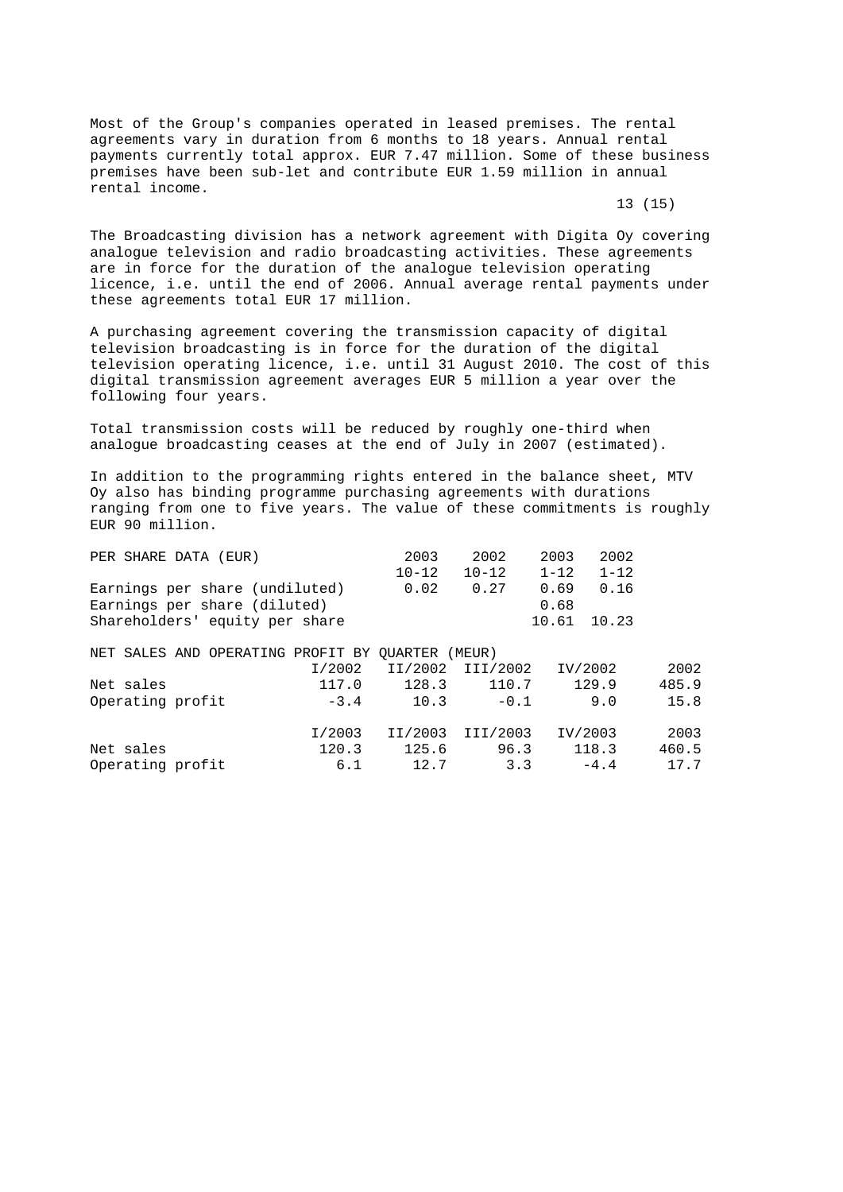Most of the Group's companies operated in leased premises. The rental agreements vary in duration from 6 months to 18 years. Annual rental payments currently total approx. EUR 7.47 million. Some of these business premises have been sub-let and contribute EUR 1.59 million in annual rental income.

The Broadcasting division has a network agreement with Digita Oy covering analogue television and radio broadcasting activities. These agreements are in force for the duration of the analogue television operating licence, i.e. until the end of 2006. Annual average rental payments under these agreements total EUR 17 million.

A purchasing agreement covering the transmission capacity of digital television broadcasting is in force for the duration of the digital television operating licence, i.e. until 31 August 2010. The cost of this digital transmission agreement averages EUR 5 million a year over the following four years.

Total transmission costs will be reduced by roughly one-third when analogue broadcasting ceases at the end of July in 2007 (estimated).

In addition to the programming rights entered in the balance sheet, MTV Oy also has binding programme purchasing agreements with durations ranging from one to five years. The value of these commitments is roughly EUR 90 million.

| PER SHARE DATA (EUR) | 2003 10-12 | 2002 10-12 | 2003 1-12 | 2002 1-12 |
|---|---|---|---|---|
| Earnings per share (undiluted) | 0.02 | 0.27 | 0.69 | 0.16 |
| Earnings per share (diluted) | | | 0.68 | |
| Shareholders' equity per share | | | 10.61 | 10.23 |

NET SALES AND OPERATING PROFIT BY QUARTER (MEUR)

| | I/2002 | II/2002 | III/2002 | IV/2002 | 2002 |
|---|---|---|---|---|---|
| Net sales | 117.0 | 128.3 | 110.7 | 129.9 | 485.9 |
| Operating profit | -3.4 | 10.3 | -0.1 | 9.0 | 15.8 |
| | **I/2003** | **II/2003** | **III/2003** | **IV/2003** | **2003** |
| Net sales | 120.3 | 125.6 | 96.3 | 118.3 | 460.5 |
| Operating profit | 6.1 | 12.7 | 3.3 | -4.4 | 17.7 |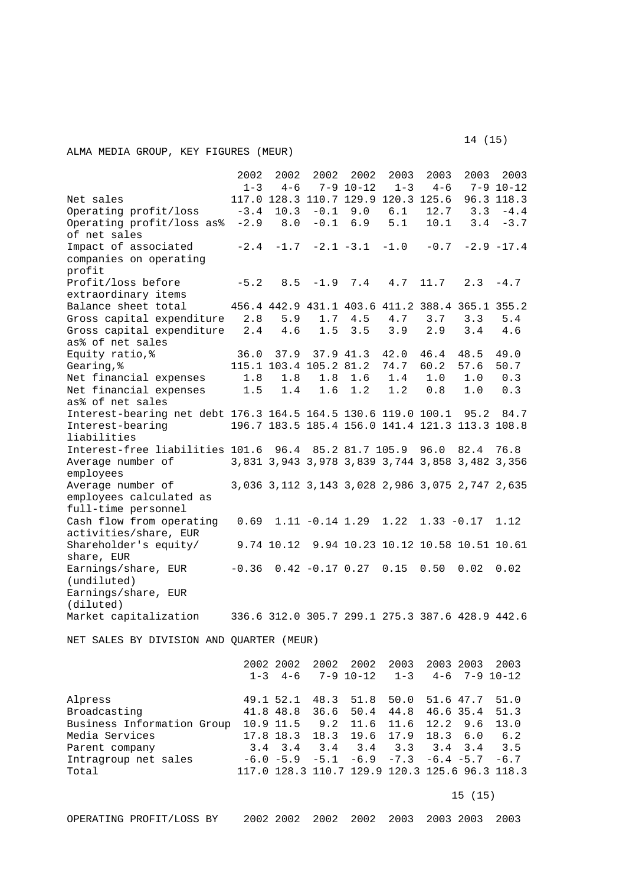ALMA MEDIA GROUP, KEY FIGURES (MEUR)

| | 2002 1-3 | 2002 4-6 | 2002 7-9 | 2002 10-12 | 2003 1-3 | 2003 4-6 | 2003 7-9 | 2003 10-12 |
|---|---|---|---|---|---|---|---|---|
| Net sales | 117.0 | 128.3 | 110.7 | 129.9 | 120.3 | 125.6 | 96.3 | 118.3 |
| Operating profit/loss | -3.4 | 10.3 | -0.1 | 9.0 | 6.1 | 12.7 | 3.3 | -4.4 |
| Operating profit/loss as% of net sales | -2.9 | 8.0 | -0.1 | 6.9 | 5.1 | 10.1 | 3.4 | -3.7 |
| Impact of associated companies on operating profit | -2.4 | -1.7 | -2.1 | -3.1 | -1.0 | -0.7 | -2.9 | -17.4 |
| Profit/loss before extraordinary items | -5.2 | 8.5 | -1.9 | 7.4 | 4.7 | 11.7 | 2.3 | -4.7 |
| Balance sheet total | 456.4 | 442.9 | 431.1 | 403.6 | 411.2 | 388.4 | 365.1 | 355.2 |
| Gross capital expenditure | 2.8 | 5.9 | 1.7 | 4.5 | 4.7 | 3.7 | 3.3 | 5.4 |
| Gross capital expenditure as% of net sales | 2.4 | 4.6 | 1.5 | 3.5 | 3.9 | 2.9 | 3.4 | 4.6 |
| Equity ratio,% | 36.0 | 37.9 | 37.9 | 41.3 | 42.0 | 46.4 | 48.5 | 49.0 |
| Gearing,% | 115.1 | 103.4 | 105.2 | 81.2 | 74.7 | 60.2 | 57.6 | 50.7 |
| Net financial expenses | 1.8 | 1.8 | 1.8 | 1.6 | 1.4 | 1.0 | 1.0 | 0.3 |
| Net financial expenses as% of net sales | 1.5 | 1.4 | 1.6 | 1.2 | 1.2 | 0.8 | 1.0 | 0.3 |
| Interest-bearing net debt | 176.3 | 164.5 | 164.5 | 130.6 | 119.0 | 100.1 | 95.2 | 84.7 |
| Interest-bearing liabilities | 196.7 | 183.5 | 185.4 | 156.0 | 141.4 | 121.3 | 113.3 | 108.8 |
| Interest-free liabilities | 101.6 | 96.4 | 85.2 | 81.7 | 105.9 | 96.0 | 82.4 | 76.8 |
| Average number of employees | 3,831 | 3,943 | 3,978 | 3,839 | 3,744 | 3,858 | 3,482 | 3,356 |
| Average number of employees calculated as full-time personnel | 3,036 | 3,112 | 3,143 | 3,028 | 2,986 | 3,075 | 2,747 | 2,635 |
| Cash flow from operating activities/share, EUR | 0.69 | 1.11 | -0.14 | 1.29 | 1.22 | 1.33 | -0.17 | 1.12 |
| Shareholder's equity/ share, EUR | 9.74 | 10.12 | 9.94 | 10.23 | 10.12 | 10.58 | 10.51 | 10.61 |
| Earnings/share, EUR (undiluted) | -0.36 | 0.42 | -0.17 | 0.27 | 0.15 | 0.50 | 0.02 | 0.02 |
| Earnings/share, EUR (diluted) | | | | | | | | |
| Market capitalization | 336.6 | 312.0 | 305.7 | 299.1 | 275.3 | 387.6 | 428.9 | 442.6 |

NET SALES BY DIVISION AND QUARTER (MEUR)

| | 2002 1-3 | 2002 4-6 | 2002 7-9 | 2002 10-12 | 2003 1-3 | 2003 4-6 | 2003 7-9 | 2003 10-12 |
|---|---|---|---|---|---|---|---|---|
| Alpress | 49.1 | 52.1 | 48.3 | 51.8 | 50.0 | 51.6 | 47.7 | 51.0 |
| Broadcasting | 41.8 | 48.8 | 36.6 | 50.4 | 44.8 | 46.6 | 35.4 | 51.3 |
| Business Information Group | 10.9 | 11.5 | 9.2 | 11.6 | 11.6 | 12.2 | 9.6 | 13.0 |
| Media Services | 17.8 | 18.3 | 18.3 | 19.6 | 17.9 | 18.3 | 6.0 | 6.2 |
| Parent company | 3.4 | 3.4 | 3.4 | 3.4 | 3.3 | 3.4 | 3.4 | 3.5 |
| Intragroup net sales | -6.0 | -5.9 | -5.1 | -6.9 | -7.3 | -6.4 | -5.7 | -6.7 |
| Total | 117.0 | 128.3 | 110.7 | 129.9 | 120.3 | 125.6 | 96.3 | 118.3 |

| OPERATING PROFIT/LOSS BY | 2002 | 2002 | 2002 | 2002 | 2003 | 2003 | 2003 | 2003 |
|---|---|---|---|---|---|---|---|---|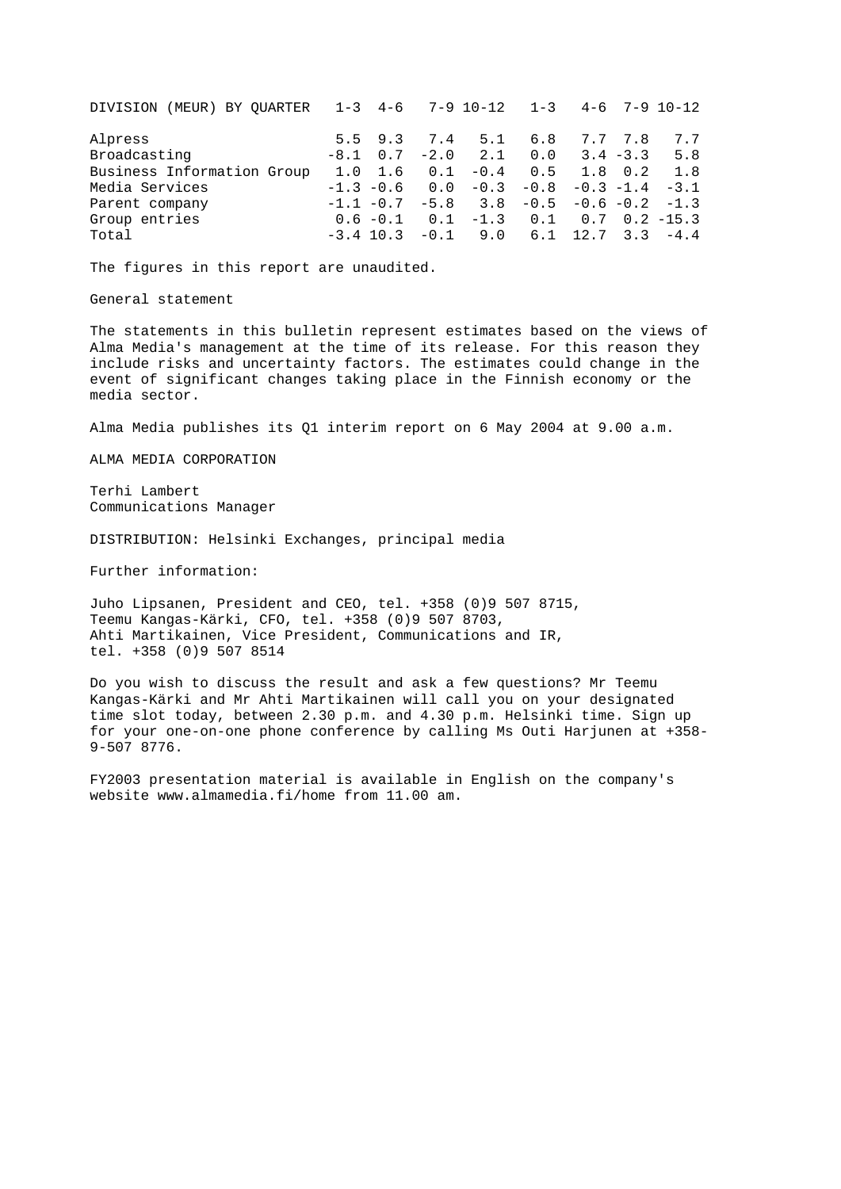| DIVISION (MEUR) BY QUARTER | 1-3 | 4-6 | 7-9 | 10-12 | 1-3 | 4-6 | 7-9 | 10-12 |
|---|---|---|---|---|---|---|---|---|
| Alpress | 5.5 | 9.3 | 7.4 | 5.1 | 6.8 | 7.7 | 7.8 | 7.7 |
| Broadcasting | -8.1 | 0.7 | -2.0 | 2.1 | 0.0 | 3.4 | -3.3 | 5.8 |
| Business Information Group | 1.0 | 1.6 | 0.1 | -0.4 | 0.5 | 1.8 | 0.2 | 1.8 |
| Media Services | -1.3 | -0.6 | 0.0 | -0.3 | -0.8 | -0.3 | -1.4 | -3.1 |
| Parent company | -1.1 | -0.7 | -5.8 | 3.8 | -0.5 | -0.6 | -0.2 | -1.3 |
| Group entries | 0.6 | -0.1 | 0.1 | -1.3 | 0.1 | 0.7 | 0.2 | -15.3 |
| Total | -3.4 | 10.3 | -0.1 | 9.0 | 6.1 | 12.7 | 3.3 | -4.4 |

The figures in this report are unaudited.

General statement

The statements in this bulletin represent estimates based on the views of Alma Media's management at the time of its release. For this reason they include risks and uncertainty factors. The estimates could change in the event of significant changes taking place in the Finnish economy or the media sector.

Alma Media publishes its Q1 interim report on 6 May 2004 at 9.00 a.m.

ALMA MEDIA CORPORATION

Terhi Lambert
Communications Manager

DISTRIBUTION: Helsinki Exchanges, principal media

Further information:

Juho Lipsanen, President and CEO, tel. +358 (0)9 507 8715,
Teemu Kangas-Kärki, CFO, tel. +358 (0)9 507 8703,
Ahti Martikainen, Vice President, Communications and IR,
tel. +358 (0)9 507 8514

Do you wish to discuss the result and ask a few questions? Mr Teemu Kangas-Kärki and Mr Ahti Martikainen will call you on your designated time slot today, between 2.30 p.m. and 4.30 p.m. Helsinki time. Sign up for your one-on-one phone conference by calling Ms Outi Harjunen at +358-9-507 8776.

FY2003 presentation material is available in English on the company's website www.almamedia.fi/home from 11.00 am.